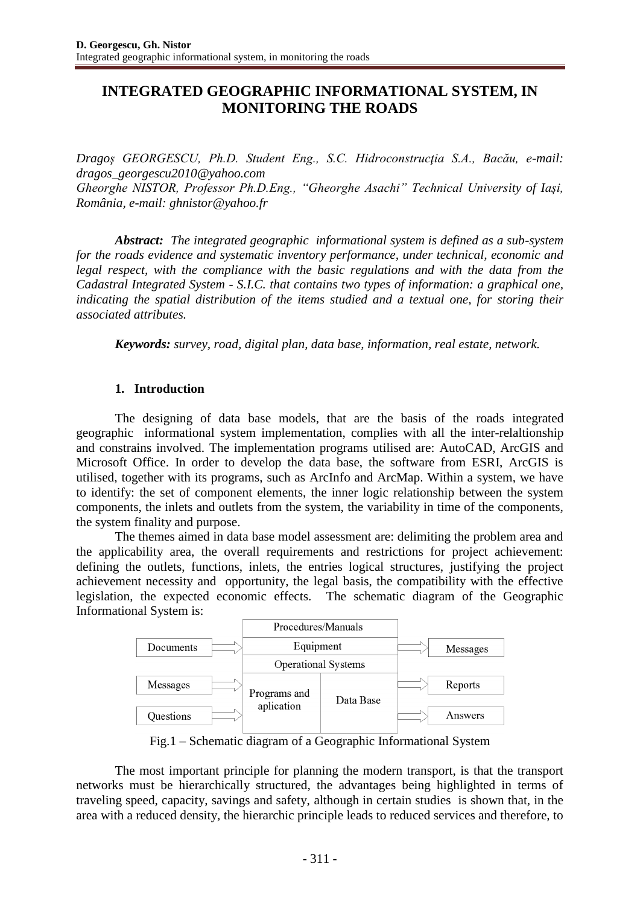# INTEGRATED GEOGRAPHIC INFORMATIONAL SYSTEM, IN MONITORING THE ROADS

*Dragoş GEORGESCU, Ph.D. Student Eng., S.C. Hidroconstrucţia S.A., Bacău, e-mail: dragos_georgescu2010@yahoo.com*
*Gheorghe NISTOR, Professor Ph.D.Eng., "Gheorghe Asachi" Technical University of Iaşi, România, e-mail: ghnistor@yahoo.fr*

***Abstract:*** *The integrated geographic informational system is defined as a sub-system for the roads evidence and systematic inventory performance, under technical, economic and legal respect, with the compliance with the basic regulations and with the data from the Cadastral Integrated System - S.I.C. that contains two types of information: a graphical one, indicating the spatial distribution of the items studied and a textual one, for storing their associated attributes.*

***Keywords:*** *survey, road, digital plan, data base, information, real estate, network.*

## 1. Introduction

The designing of data base models, that are the basis of the roads integrated geographic informational system implementation, complies with all the inter-relaltionship and constrains involved. The implementation programs utilised are: AutoCAD, ArcGIS and Microsoft Office. In order to develop the data base, the software from ESRI, ArcGIS is utilised, together with its programs, such as ArcInfo and ArcMap. Within a system, we have to identify: the set of component elements, the inner logic relationship between the system components, the inlets and outlets from the system, the variability in time of the components, the system finality and purpose.

The themes aimed in data base model assessment are: delimiting the problem area and the applicability area, the overall requirements and restrictions for project achievement: defining the outlets, functions, inlets, the entries logical structures, justifying the project achievement necessity and opportunity, the legal basis, the compatibility with the effective legislation, the expected economic effects. The schematic diagram of the Geographic Informational System is:

| Inputs | | System | | | Outputs |
|---|---|---|---|---|---|
| Documents | ⇒ | Procedures/Manuals | | ⇒ | Messages |
| Messages | ⇒ | Equipment | | ⇒ | Reports |
| Questions | ⇒ | Operational Systems | | ⇒ | Answers |
| | | Programs and aplication | Data Base | | |

Fig.1 – Schematic diagram of a Geographic Informational System

The most important principle for planning the modern transport, is that the transport networks must be hierarchically structured, the advantages being highlighted in terms of traveling speed, capacity, savings and safety, although in certain studies is shown that, in the area with a reduced density, the hierarchic principle leads to reduced services and therefore, to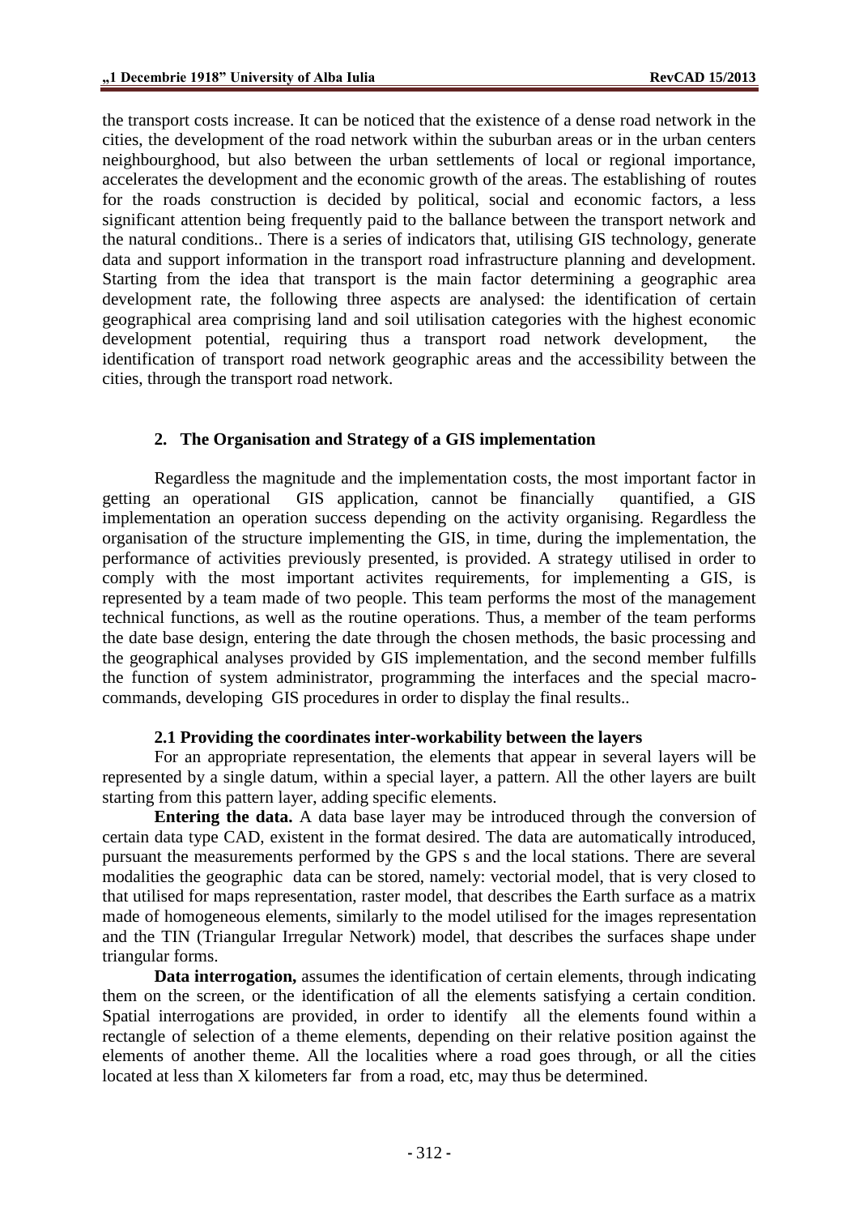the transport costs increase. It can be noticed that the existence of a dense road network in the cities, the development of the road network within the suburban areas or in the urban centers neighbourghood, but also between the urban settlements of local or regional importance, accelerates the development and the economic growth of the areas. The establishing of routes for the roads construction is decided by political, social and economic factors, a less significant attention being frequently paid to the ballance between the transport network and the natural conditions.. There is a series of indicators that, utilising GIS technology, generate data and support information in the transport road infrastructure planning and development. Starting from the idea that transport is the main factor determining a geographic area development rate, the following three aspects are analysed: the identification of certain geographical area comprising land and soil utilisation categories with the highest economic development potential, requiring thus a transport road network development, the identification of transport road network geographic areas and the accessibility between the cities, through the transport road network.

## 2. The Organisation and Strategy of a GIS implementation

Regardless the magnitude and the implementation costs, the most important factor in getting an operational GIS application, cannot be financially quantified, a GIS implementation an operation success depending on the activity organising. Regardless the organisation of the structure implementing the GIS, in time, during the implementation, the performance of activities previously presented, is provided. A strategy utilised in order to comply with the most important activites requirements, for implementing a GIS, is represented by a team made of two people. This team performs the most of the management technical functions, as well as the routine operations. Thus, a member of the team performs the date base design, entering the date through the chosen methods, the basic processing and the geographical analyses provided by GIS implementation, and the second member fulfills the function of system administrator, programming the interfaces and the special macro-commands, developing GIS procedures in order to display the final results..

### 2.1 Providing the coordinates inter-workability between the layers

For an appropriate representation, the elements that appear in several layers will be represented by a single datum, within a special layer, a pattern. All the other layers are built starting from this pattern layer, adding specific elements.

**Entering the data.** A data base layer may be introduced through the conversion of certain data type CAD, existent in the format desired. The data are automatically introduced, pursuant the measurements performed by the GPS s and the local stations. There are several modalities the geographic data can be stored, namely: vectorial model, that is very closed to that utilised for maps representation, raster model, that describes the Earth surface as a matrix made of homogeneous elements, similarly to the model utilised for the images representation and the TIN (Triangular Irregular Network) model, that describes the surfaces shape under triangular forms.

**Data interrogation,** assumes the identification of certain elements, through indicating them on the screen, or the identification of all the elements satisfying a certain condition. Spatial interrogations are provided, in order to identify all the elements found within a rectangle of selection of a theme elements, depending on their relative position against the elements of another theme. All the localities where a road goes through, or all the cities located at less than X kilometers far from a road, etc, may thus be determined.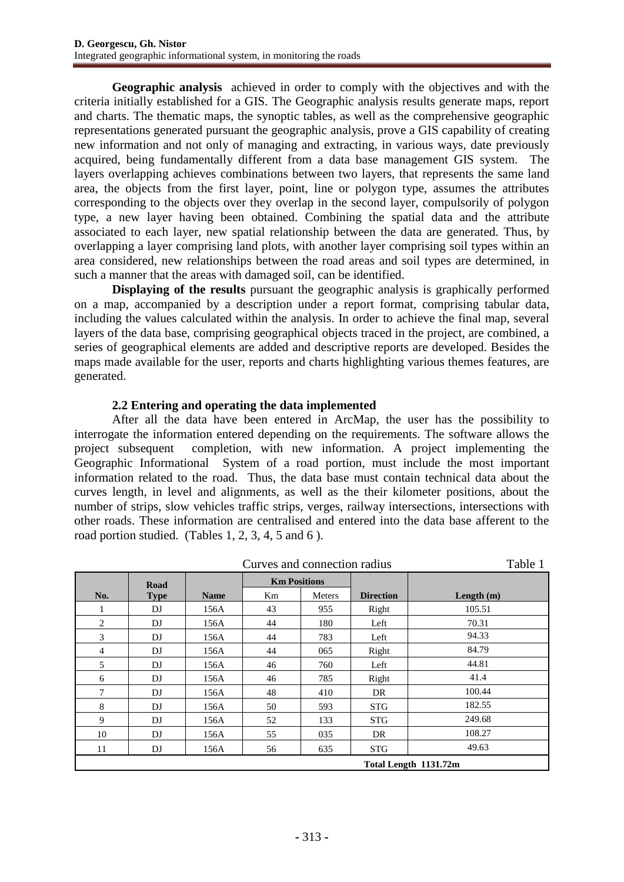**Geographic analysis** achieved in order to comply with the objectives and with the criteria initially established for a GIS. The Geographic analysis results generate maps, report and charts. The thematic maps, the synoptic tables, as well as the comprehensive geographic representations generated pursuant the geographic analysis, prove a GIS capability of creating new information and not only of managing and extracting, in various ways, date previously acquired, being fundamentally different from a data base management GIS system. The layers overlapping achieves combinations between two layers, that represents the same land area, the objects from the first layer, point, line or polygon type, assumes the attributes corresponding to the objects over they overlap in the second layer, compulsorily of polygon type, a new layer having been obtained. Combining the spatial data and the attribute associated to each layer, new spatial relationship between the data are generated. Thus, by overlapping a layer comprising land plots, with another layer comprising soil types within an area considered, new relationships between the road areas and soil types are determined, in such a manner that the areas with damaged soil, can be identified.

**Displaying of the results** pursuant the geographic analysis is graphically performed on a map, accompanied by a description under a report format, comprising tabular data, including the values calculated within the analysis. In order to achieve the final map, several layers of the data base, comprising geographical objects traced in the project, are combined, a series of geographical elements are added and descriptive reports are developed. Besides the maps made available for the user, reports and charts highlighting various themes features, are generated.

### 2.2 Entering and operating the data implemented

After all the data have been entered in ArcMap, the user has the possibility to interrogate the information entered depending on the requirements. The software allows the project subsequent completion, with new information. A project implementing the Geographic Informational System of a road portion, must include the most important information related to the road. Thus, the data base must contain technical data about the curves length, in level and alignments, as well as the their kilometer positions, about the number of strips, slow vehicles traffic strips, verges, railway intersections, intersections with other roads. These information are centralised and entered into the data base afferent to the road portion studied. (Tables 1, 2, 3, 4, 5 and 6 ).

Curves and connection radius — Table 1

| No. | Road Type | Name | Km Positions | | Direction | Length (m) |
|---|---|---|---|---|---|---|
| | | | Km | Meters | | |
| 1 | DJ | 156A | 43 | 955 | Right | 105.51 |
| 2 | DJ | 156A | 44 | 180 | Left | 70.31 |
| 3 | DJ | 156A | 44 | 783 | Left | 94.33 |
| 4 | DJ | 156A | 44 | 065 | Right | 84.79 |
| 5 | DJ | 156A | 46 | 760 | Left | 44.81 |
| 6 | DJ | 156A | 46 | 785 | Right | 41.4 |
| 7 | DJ | 156A | 48 | 410 | DR | 100.44 |
| 8 | DJ | 156A | 50 | 593 | STG | 182.55 |
| 9 | DJ | 156A | 52 | 133 | STG | 249.68 |
| 10 | DJ | 156A | 55 | 035 | DR | 108.27 |
| 11 | DJ | 156A | 56 | 635 | STG | 49.63 |
| | | | | | | **Total Length 1131.72m** |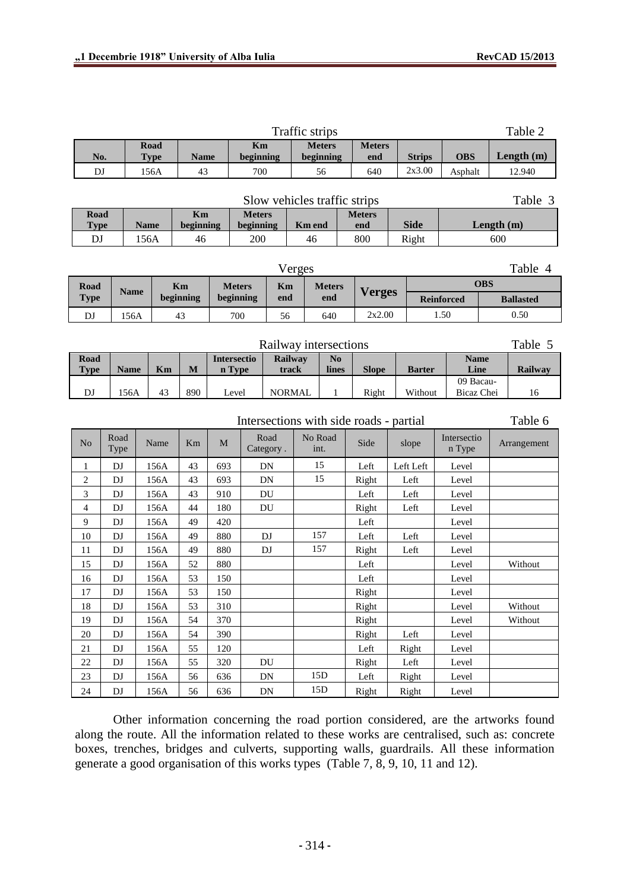Traffic strips — Table 2

| No. | Road Type | Name | Km beginning | Meters beginning | Meters end | Strips | OBS | Length (m) |
|---|---|---|---|---|---|---|---|---|
| DJ | 156A | 43 | 700 | 56 | 640 | 2x3.00 | Asphalt | 12.940 |

Slow vehicles traffic strips — Table 3

| Road Type | Name | Km beginning | Meters beginning | Km end | Meters end | Side | Length (m) |
|---|---|---|---|---|---|---|---|
| DJ | 156A | 46 | 200 | 46 | 800 | Right | 600 |

Verges — Table 4

| Road Type | Name | Km beginning | Meters beginning | Km end | Meters end | Verges | OBS | |
|---|---|---|---|---|---|---|---|---|
| | | | | | | | Reinforced | Ballasted |
| DJ | 156A | 43 | 700 | 56 | 640 | 2x2.00 | 1.50 | 0.50 |

Railway intersections — Table 5

| Road Type | Name | Km | M | Intersection Type | Railway track | No lines | Slope | Barter | Name Line | Railway |
|---|---|---|---|---|---|---|---|---|---|---|
| DJ | 156A | 43 | 890 | Level | NORMAL | 1 | Right | Without | 09 Bacau-Bicaz Chei | 16 |

Intersections with side roads - partial — Table 6

| No | Road Type | Name | Km | M | Road Category . | No Road int. | Side | slope | Intersection Type | Arrangement |
|---|---|---|---|---|---|---|---|---|---|---|
| 1 | DJ | 156A | 43 | 693 | DN | 15 | Left | Left Left | Level | |
| 2 | DJ | 156A | 43 | 693 | DN | 15 | Right | Left | Level | |
| 3 | DJ | 156A | 43 | 910 | DU | | Left | Left | Level | |
| 4 | DJ | 156A | 44 | 180 | DU | | Right | Left | Level | |
| 9 | DJ | 156A | 49 | 420 | | | Left | | Level | |
| 10 | DJ | 156A | 49 | 880 | DJ | 157 | Left | Left | Level | |
| 11 | DJ | 156A | 49 | 880 | DJ | 157 | Right | Left | Level | |
| 15 | DJ | 156A | 52 | 880 | | | Left | | Level | Without |
| 16 | DJ | 156A | 53 | 150 | | | Left | | Level | |
| 17 | DJ | 156A | 53 | 150 | | | Right | | Level | |
| 18 | DJ | 156A | 53 | 310 | | | Right | | Level | Without |
| 19 | DJ | 156A | 54 | 370 | | | Right | | Level | Without |
| 20 | DJ | 156A | 54 | 390 | | | Right | Left | Level | |
| 21 | DJ | 156A | 55 | 120 | | | Left | Right | Level | |
| 22 | DJ | 156A | 55 | 320 | DU | | Right | Left | Level | |
| 23 | DJ | 156A | 56 | 636 | DN | 15D | Left | Right | Level | |
| 24 | DJ | 156A | 56 | 636 | DN | 15D | Right | Right | Level | |

Other information concerning the road portion considered, are the artworks found along the route. All the information related to these works are centralised, such as: concrete boxes, trenches, bridges and culverts, supporting walls, guardrails. All these information generate a good organisation of this works types (Table 7, 8, 9, 10, 11 and 12).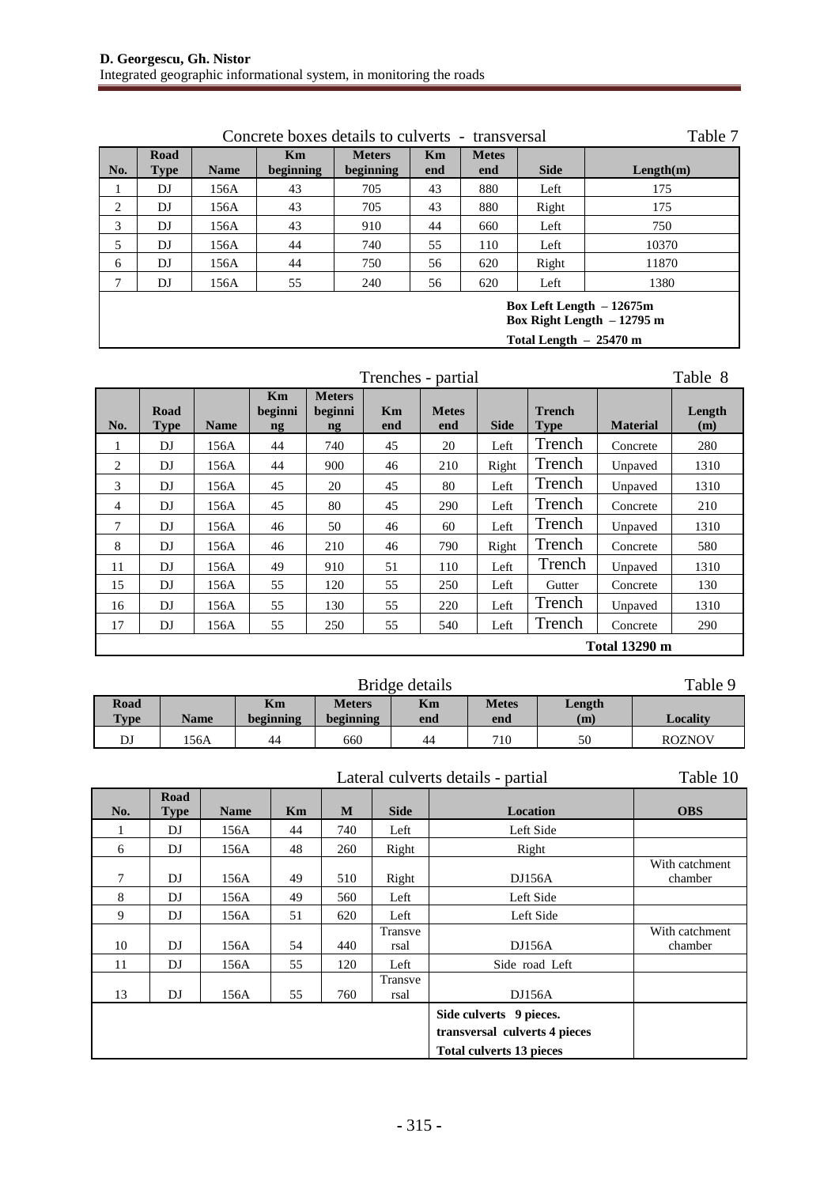Concrete boxes details to culverts - transversal — Table 7

| No. | Road Type | Name | Km beginning | Meters beginning | Km end | Metes end | Side | Length(m) |
|---|---|---|---|---|---|---|---|---|
| 1 | DJ | 156A | 43 | 705 | 43 | 880 | Left | 175 |
| 2 | DJ | 156A | 43 | 705 | 43 | 880 | Right | 175 |
| 3 | DJ | 156A | 43 | 910 | 44 | 660 | Left | 750 |
| 5 | DJ | 156A | 44 | 740 | 55 | 110 | Left | 10370 |
| 6 | DJ | 156A | 44 | 750 | 56 | 620 | Right | 11870 |
| 7 | DJ | 156A | 55 | 240 | 56 | 620 | Left | 1380 |
| | | | | | | | | **Box Left Length – 12675m**<br>**Box Right Length – 12795 m**<br>**Total Length – 25470 m** |

Trenches - partial — Table 8

| No. | Road Type | Name | Km beginning | Meters beginning | Km end | Metes end | Side | Trench Type | Material | Length (m) |
|---|---|---|---|---|---|---|---|---|---|---|
| 1 | DJ | 156A | 44 | 740 | 45 | 20 | Left | Trench | Concrete | 280 |
| 2 | DJ | 156A | 44 | 900 | 46 | 210 | Right | Trench | Unpaved | 1310 |
| 3 | DJ | 156A | 45 | 20 | 45 | 80 | Left | Trench | Unpaved | 1310 |
| 4 | DJ | 156A | 45 | 80 | 45 | 290 | Left | Trench | Concrete | 210 |
| 7 | DJ | 156A | 46 | 50 | 46 | 60 | Left | Trench | Unpaved | 1310 |
| 8 | DJ | 156A | 46 | 210 | 46 | 790 | Right | Trench | Concrete | 580 |
| 11 | DJ | 156A | 49 | 910 | 51 | 110 | Left | Trench | Unpaved | 1310 |
| 15 | DJ | 156A | 55 | 120 | 55 | 250 | Left | Gutter | Concrete | 130 |
| 16 | DJ | 156A | 55 | 130 | 55 | 220 | Left | Trench | Unpaved | 1310 |
| 17 | DJ | 156A | 55 | 250 | 55 | 540 | Left | Trench | Concrete | 290 |
| | | | | | | | | | **Total 13290 m** | |

Bridge details — Table 9

| Road Type | Name | Km beginning | Meters beginning | Km end | Metes end | Length (m) | Locality |
|---|---|---|---|---|---|---|---|
| DJ | 156A | 44 | 660 | 44 | 710 | 50 | ROZNOV |

Lateral culverts details - partial — Table 10

| No. | Road Type | Name | Km | M | Side | Location | OBS |
|---|---|---|---|---|---|---|---|
| 1 | DJ | 156A | 44 | 740 | Left | Left Side | |
| 6 | DJ | 156A | 48 | 260 | Right | Right | |
| 7 | DJ | 156A | 49 | 510 | Right | DJ156A | With catchment chamber |
| 8 | DJ | 156A | 49 | 560 | Left | Left Side | |
| 9 | DJ | 156A | 51 | 620 | Left | Left Side | |
| 10 | DJ | 156A | 54 | 440 | Transversal | DJ156A | With catchment chamber |
| 11 | DJ | 156A | 55 | 120 | Left | Side road Left | |
| 13 | DJ | 156A | 55 | 760 | Transversal | DJ156A | |
| | | | | | | **Side culverts 9 pieces.**<br>**transversal culverts 4 pieces**<br>**Total culverts 13 pieces** | |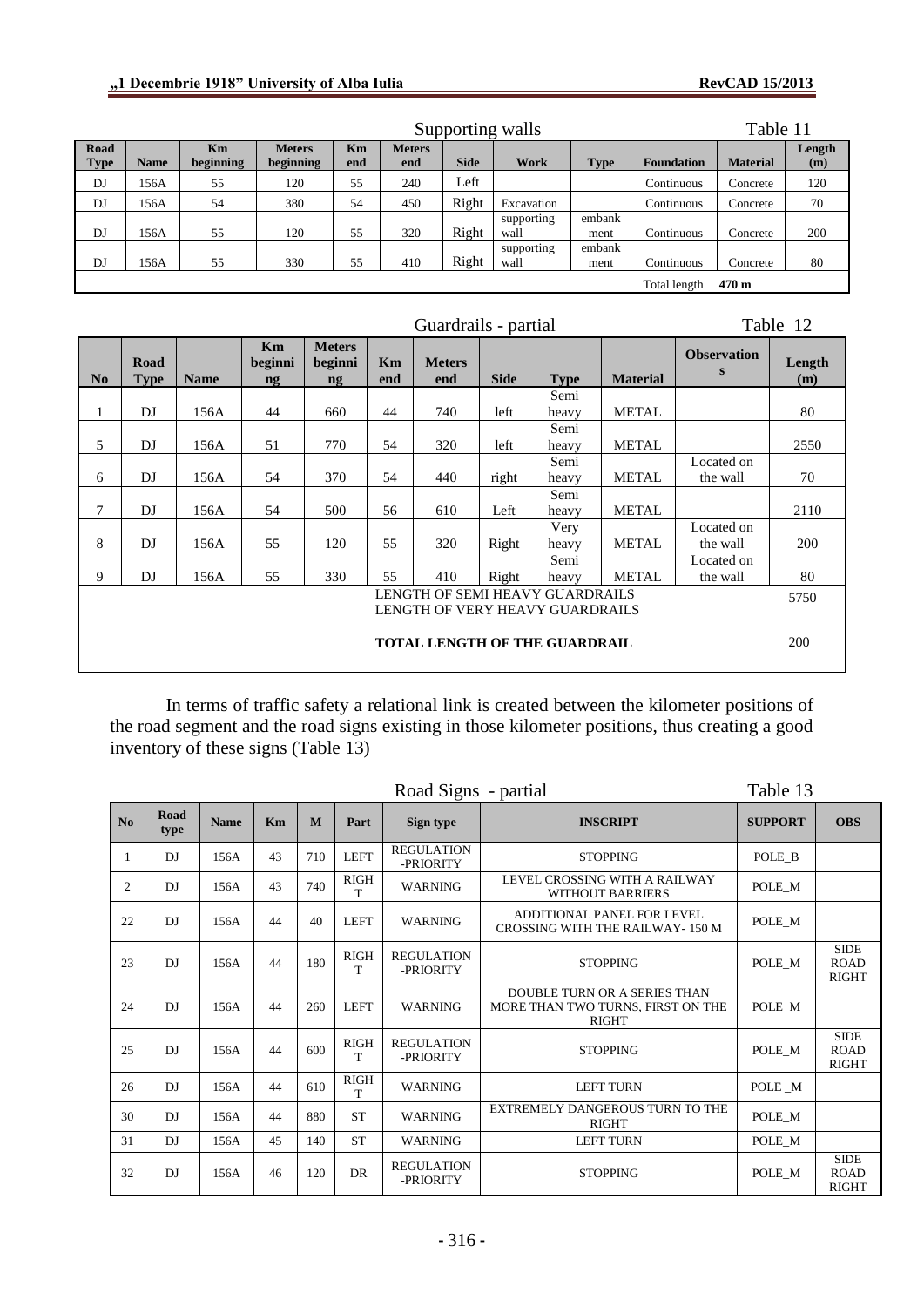Supporting walls — Table 11

| Road Type | Name | Km beginning | Meters beginning | Km end | Meters end | Side | Work | Type | Foundation | Material | Length (m) |
|---|---|---|---|---|---|---|---|---|---|---|---|
| DJ | 156A | 55 | 120 | 55 | 240 | Left | | | Continuous | Concrete | 120 |
| DJ | 156A | 54 | 380 | 54 | 450 | Right | Excavation | | Continuous | Concrete | 70 |
| DJ | 156A | 55 | 120 | 55 | 320 | Right | supporting wall | embankment | Continuous | Concrete | 200 |
| DJ | 156A | 55 | 330 | 55 | 410 | Right | supporting wall | embankment | Continuous | Concrete | 80 |
| | | | | | | | | | Total length | 470 m | |

Guardrails - partial — Table 12

| No | Road Type | Name | Km beginning | Meters beginning | Km end | Meters end | Side | Type | Material | Observations | Length (m) |
|---|---|---|---|---|---|---|---|---|---|---|---|
| 1 | DJ | 156A | 44 | 660 | 44 | 740 | left | Semi heavy | METAL | | 80 |
| 5 | DJ | 156A | 51 | 770 | 54 | 320 | left | Semi heavy | METAL | | 2550 |
| 6 | DJ | 156A | 54 | 370 | 54 | 440 | right | Semi heavy | METAL | Located on the wall | 70 |
| 7 | DJ | 156A | 54 | 500 | 56 | 610 | Left | Semi heavy | METAL | | 2110 |
| 8 | DJ | 156A | 55 | 120 | 55 | 320 | Right | Very heavy | METAL | Located on the wall | 200 |
| 9 | DJ | 156A | 55 | 330 | 55 | 410 | Right | Semi heavy | METAL | Located on the wall | 80 |
| | | | | | | LENGTH OF SEMI HEAVY GUARDRAILS | | | | | 5750 |
| | | | | | | LENGTH OF VERY HEAVY GUARDRAILS | | | | | |
| | | | | | | **TOTAL LENGTH OF THE GUARDRAIL** | | | | | 200 |

In terms of traffic safety a relational link is created between the kilometer positions of the road segment and the road signs existing in those kilometer positions, thus creating a good inventory of these signs (Table 13)

Road Signs - partial — Table 13

| No | Road type | Name | Km | M | Part | Sign type | INSCRIPT | SUPPORT | OBS |
|---|---|---|---|---|---|---|---|---|---|
| 1 | DJ | 156A | 43 | 710 | LEFT | REGULATION -PRIORITY | STOPPING | POLE_B | |
| 2 | DJ | 156A | 43 | 740 | RIGHT | WARNING | LEVEL CROSSING WITH A RAILWAY WITHOUT BARRIERS | POLE_M | |
| 22 | DJ | 156A | 44 | 40 | LEFT | WARNING | ADDITIONAL PANEL FOR LEVEL CROSSING WITH THE RAILWAY- 150 M | POLE_M | |
| 23 | DJ | 156A | 44 | 180 | RIGHT | REGULATION -PRIORITY | STOPPING | POLE_M | SIDE ROAD RIGHT |
| 24 | DJ | 156A | 44 | 260 | LEFT | WARNING | DOUBLE TURN OR A SERIES THAN MORE THAN TWO TURNS, FIRST ON THE RIGHT | POLE_M | |
| 25 | DJ | 156A | 44 | 600 | RIGHT | REGULATION -PRIORITY | STOPPING | POLE_M | SIDE ROAD RIGHT |
| 26 | DJ | 156A | 44 | 610 | RIGHT | WARNING | LEFT TURN | POLE _M | |
| 30 | DJ | 156A | 44 | 880 | ST | WARNING | EXTREMELY DANGEROUS TURN TO THE RIGHT | POLE_M | |
| 31 | DJ | 156A | 45 | 140 | ST | WARNING | LEFT TURN | POLE_M | |
| 32 | DJ | 156A | 46 | 120 | DR | REGULATION -PRIORITY | STOPPING | POLE_M | SIDE ROAD RIGHT |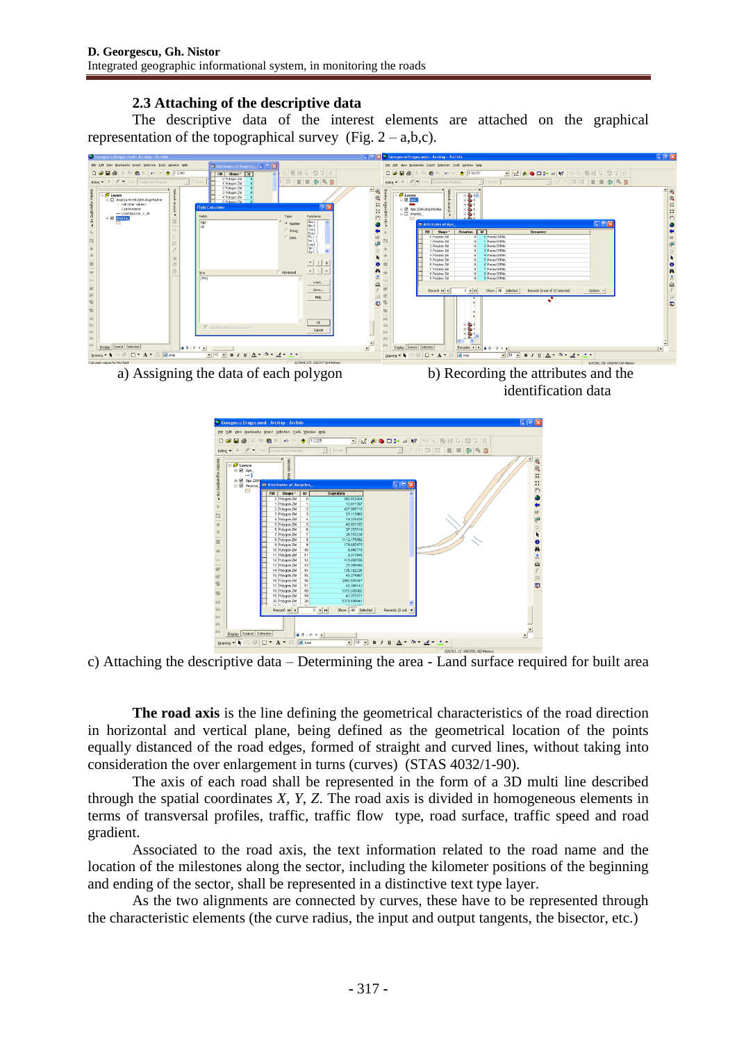### 2.3 Attaching of the descriptive data

The descriptive data of the interest elements are attached on the graphical representation of the topographical survey (Fig. 2 – a,b,c).

a) Assigning the data of each polygon

b) Recording the attributes and the identification data

c) Attaching the descriptive data – Determining the area - Land surface required for built area

**The road axis** is the line defining the geometrical characteristics of the road direction in horizontal and vertical plane, being defined as the geometrical location of the points equally distanced of the road edges, formed of straight and curved lines, without taking into consideration the over enlargement in turns (curves) (STAS 4032/1-90).

The axis of each road shall be represented in the form of a 3D multi line described through the spatial coordinates *X, Y, Z*. The road axis is divided in homogeneous elements in terms of transversal profiles, traffic, traffic flow type, road surface, traffic speed and road gradient.

Associated to the road axis, the text information related to the road name and the location of the milestones along the sector, including the kilometer positions of the beginning and ending of the sector, shall be represented in a distinctive text type layer.

As the two alignments are connected by curves, these have to be represented through the characteristic elements (the curve radius, the input and output tangents, the bisector, etc.)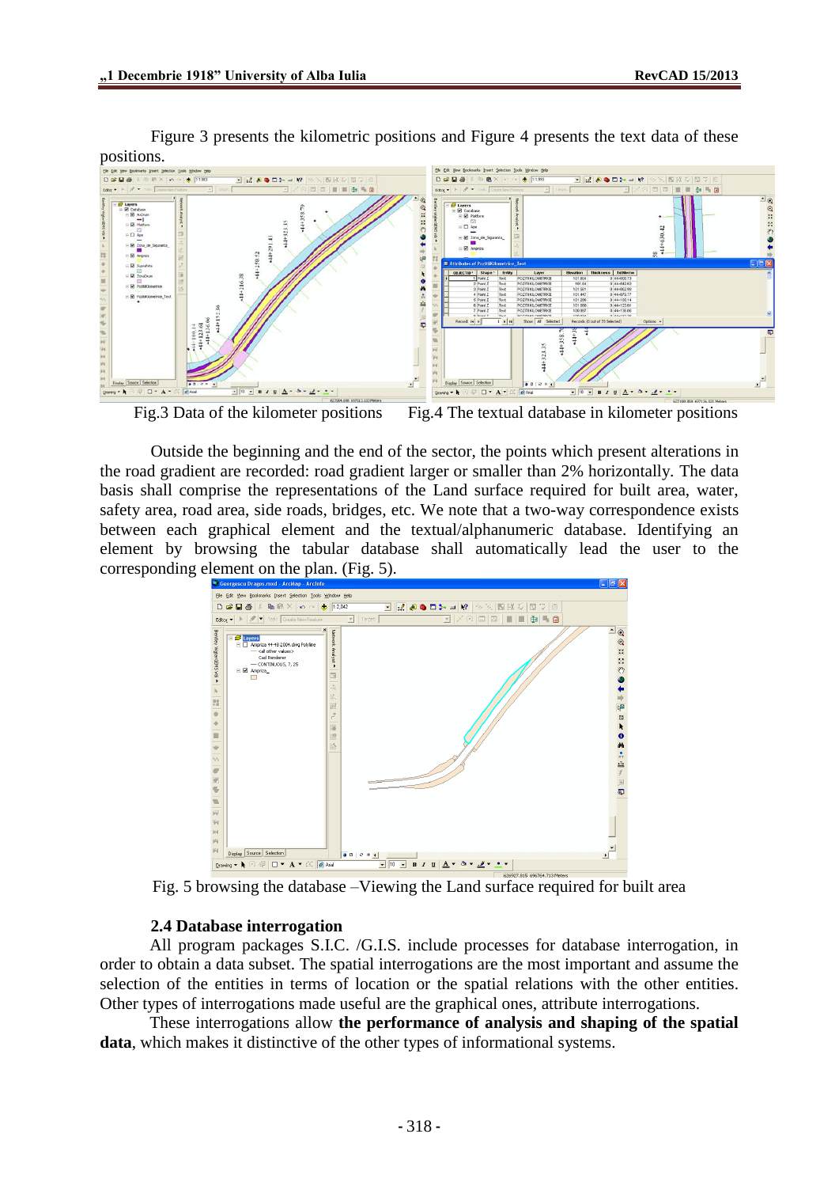Figure 3 presents the kilometric positions and Figure 4 presents the text data of these positions.

Fig.3 Data of the kilometer positions Fig.4 The textual database in kilometer positions

Outside the beginning and the end of the sector, the points which present alterations in the road gradient are recorded: road gradient larger or smaller than 2% horizontally. The data basis shall comprise the representations of the Land surface required for built area, water, safety area, road area, side roads, bridges, etc. We note that a two-way correspondence exists between each graphical element and the textual/alphanumeric database. Identifying an element by browsing the tabular database shall automatically lead the user to the corresponding element on the plan. (Fig. 5).

Fig. 5 browsing the database –Viewing the Land surface required for built area

### 2.4 Database interrogation

All program packages S.I.C. /G.I.S. include processes for database interrogation, in order to obtain a data subset. The spatial interrogations are the most important and assume the selection of the entities in terms of location or the spatial relations with the other entities. Other types of interrogations made useful are the graphical ones, attribute interrogations.

These interrogations allow **the performance of analysis and shaping of the spatial data**, which makes it distinctive of the other types of informational systems.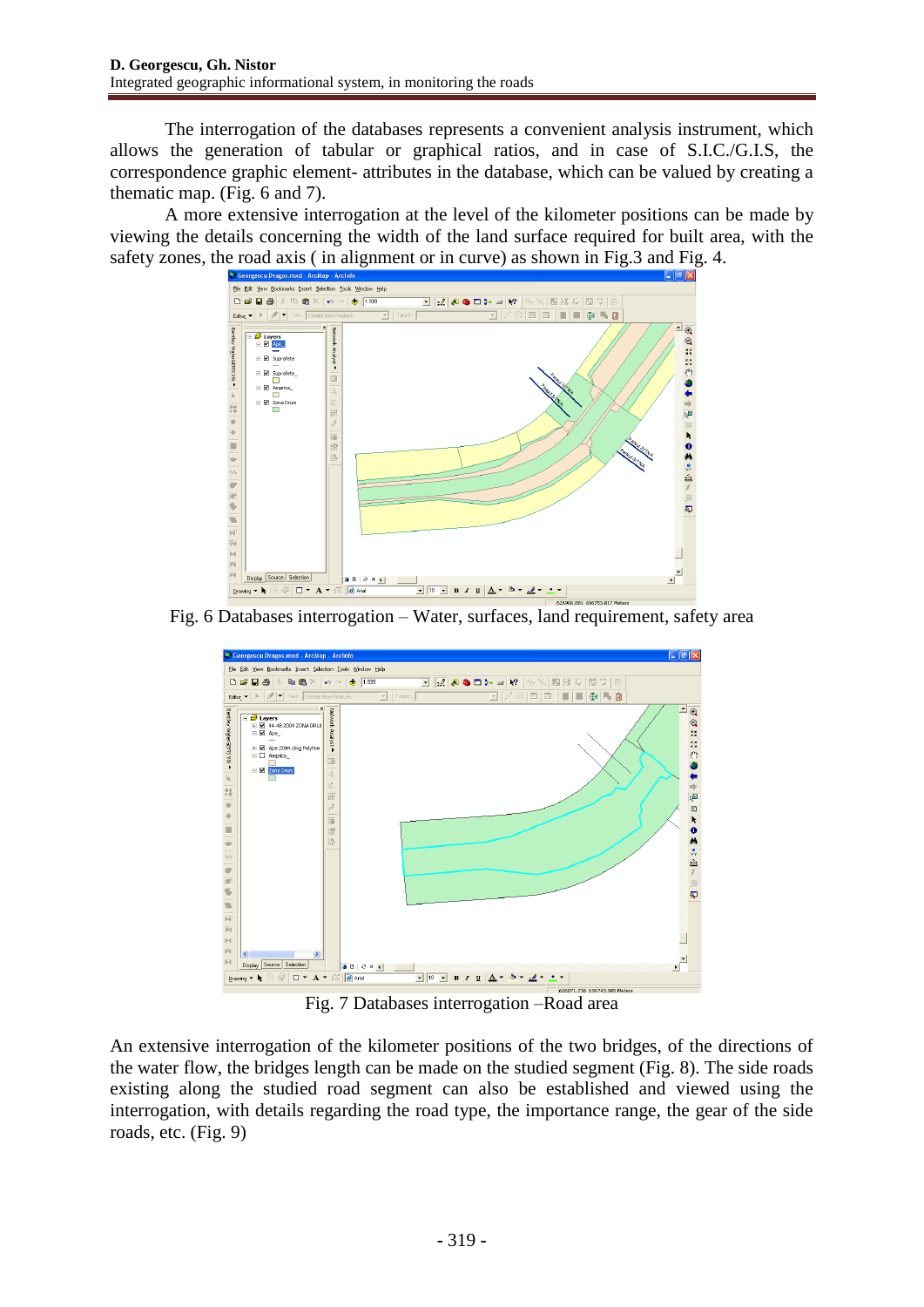The interrogation of the databases represents a convenient analysis instrument, which allows the generation of tabular or graphical ratios, and in case of S.I.C./G.I.S, the correspondence graphic element- attributes in the database, which can be valued by creating a thematic map. (Fig. 6 and 7).

A more extensive interrogation at the level of the kilometer positions can be made by viewing the details concerning the width of the land surface required for built area, with the safety zones, the road axis ( in alignment or in curve) as shown in Fig.3 and Fig. 4.

Fig. 6 Databases interrogation – Water, surfaces, land requirement, safety area

Fig. 7 Databases interrogation –Road area

An extensive interrogation of the kilometer positions of the two bridges, of the directions of the water flow, the bridges length can be made on the studied segment (Fig. 8). The side roads existing along the studied road segment can also be established and viewed using the interrogation, with details regarding the road type, the importance range, the gear of the side roads, etc. (Fig. 9)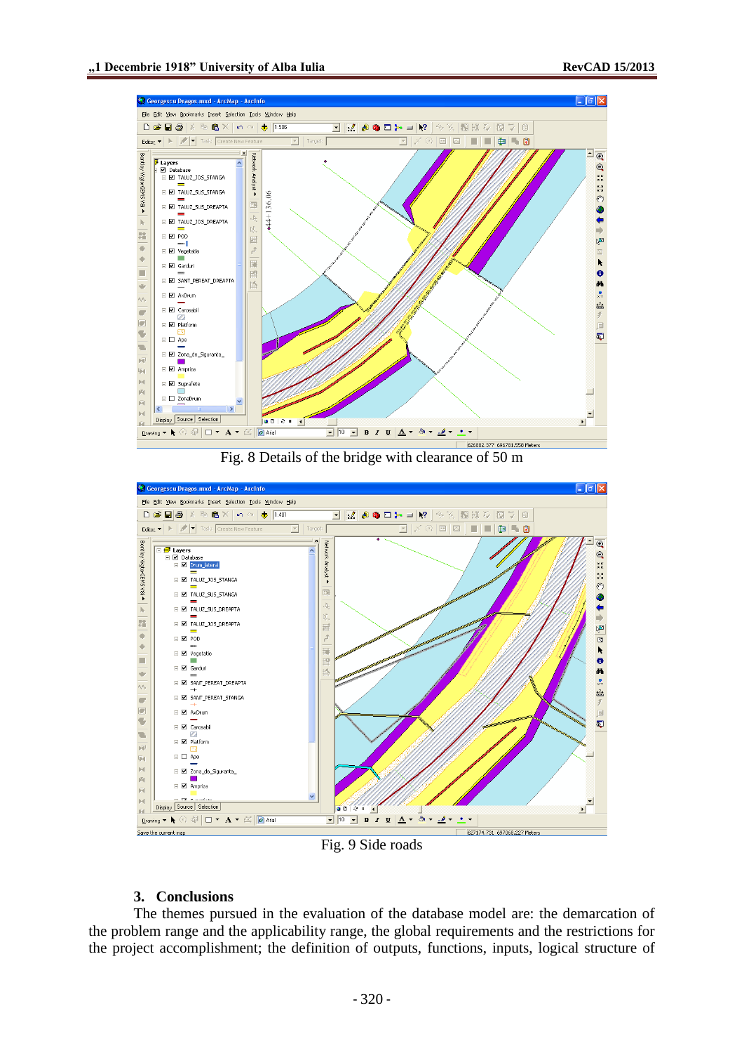Fig. 8 Details of the bridge with clearance of 50 m

Fig. 9 Side roads

## 3. Conclusions

The themes pursued in the evaluation of the database model are: the demarcation of the problem range and the applicability range, the global requirements and the restrictions for the project accomplishment; the definition of outputs, functions, inputs, logical structure of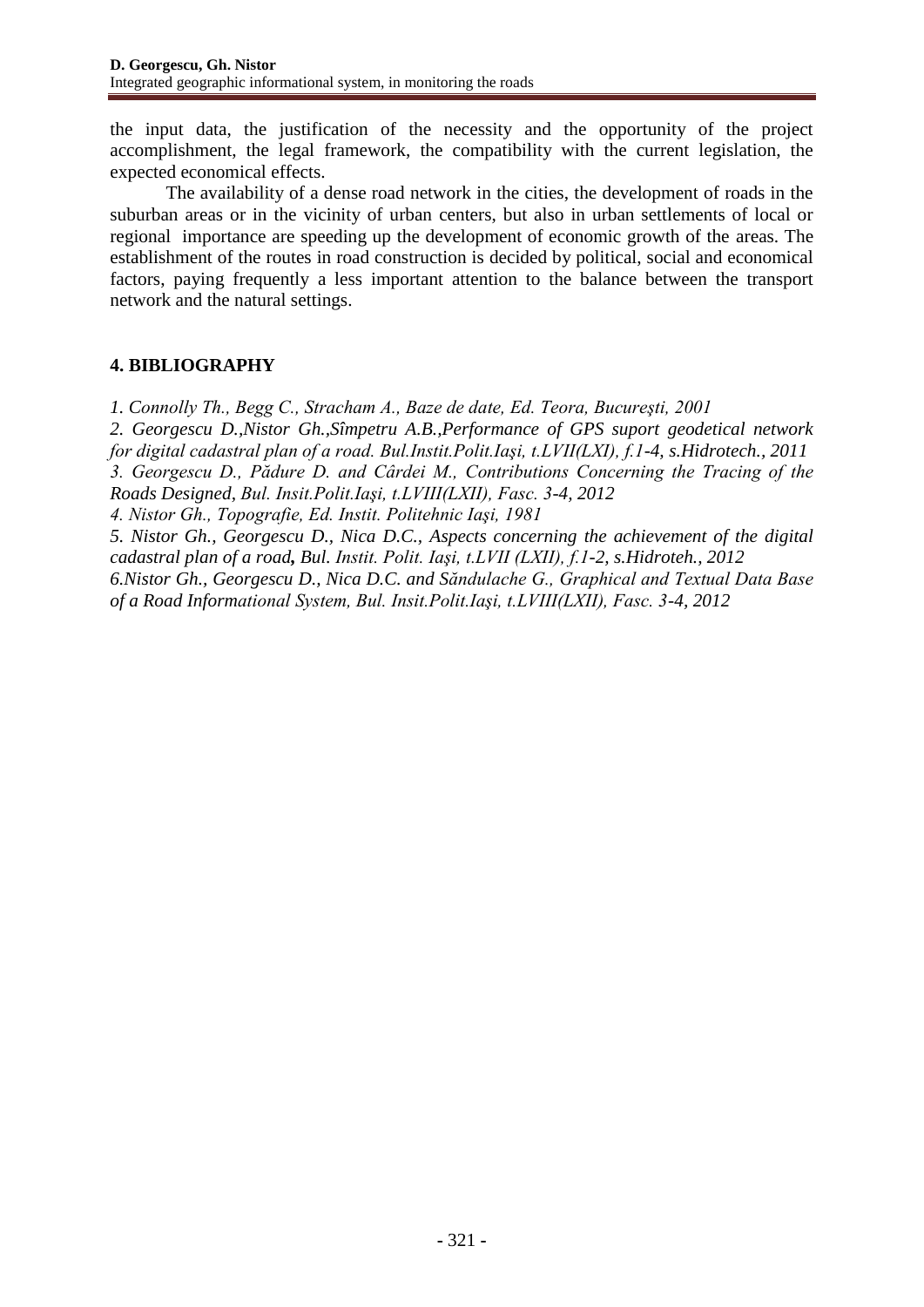the input data, the justification of the necessity and the opportunity of the project accomplishment, the legal framework, the compatibility with the current legislation, the expected economical effects.

The availability of a dense road network in the cities, the development of roads in the suburban areas or in the vicinity of urban centers, but also in urban settlements of local or regional importance are speeding up the development of economic growth of the areas. The establishment of the routes in road construction is decided by political, social and economical factors, paying frequently a less important attention to the balance between the transport network and the natural settings.

## 4. BIBLIOGRAPHY

*1. Connolly Th., Begg C., Stracham A., Baze de date, Ed. Teora, Bucureşti, 2001*

*2. Georgescu D.,Nistor Gh.,Sîmpetru A.B.,Performance of GPS suport geodetical network for digital cadastral plan of a road. Bul.Instit.Polit.Iaşi, t.LVII(LXI), f.1-4, s.Hidrotech., 2011*

*3. Georgescu D., Pădure D. and Cârdei M., Contributions Concerning the Tracing of the Roads Designed, Bul. Insit.Polit.Iaşi, t.LVIII(LXII), Fasc. 3-4, 2012*

*4. Nistor Gh., Topografie, Ed. Instit. Politehnic Iaşi, 1981*

*5. Nistor Gh., Georgescu D., Nica D.C., Aspects concerning the achievement of the digital cadastral plan of a road, Bul. Instit. Polit. Iaşi, t.LVII (LXII), f.1-2, s.Hidroteh., 2012*

*6.Nistor Gh., Georgescu D., Nica D.C. and Săndulache G., Graphical and Textual Data Base of a Road Informational System, Bul. Insit.Polit.Iaşi, t.LVIII(LXII), Fasc. 3-4, 2012*